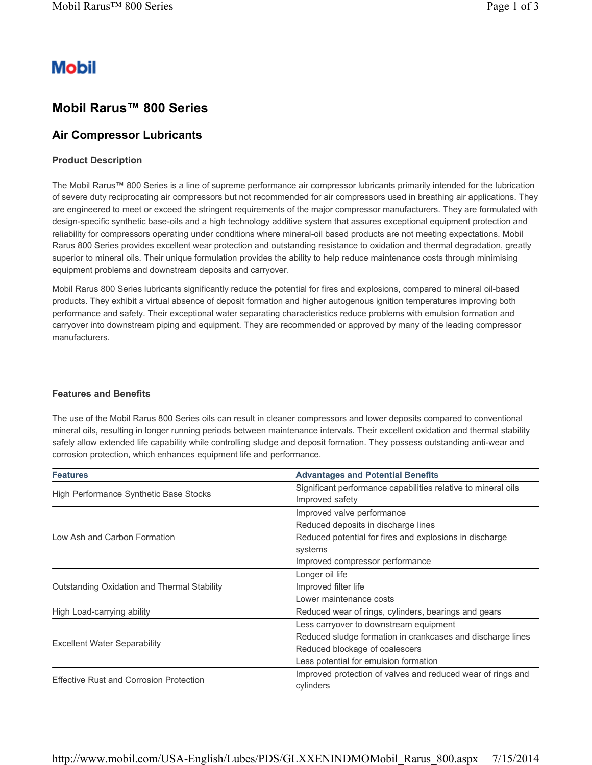Mobil

# Mobil Rarus™ 800 Series

## Air Compressor Lubricants

### Product Description

The Mobil Rarus™ 800 Series is a line of supreme performance air compressor lubricants primarily intended for the lubrication of severe duty reciprocating air compressors but not recommended for air compressors used in breathing air applications. They are engineered to meet or exceed the stringent requirements of the major compressor manufacturers. They are formulated with design-specific synthetic base-oils and a high technology additive system that assures exceptional equipment protection and reliability for compressors operating under conditions where mineral-oil based products are not meeting expectations. Mobil Rarus 800 Series provides excellent wear protection and outstanding resistance to oxidation and thermal degradation, greatly superior to mineral oils. Their unique formulation provides the ability to help reduce maintenance costs through minimising equipment problems and downstream deposits and carryover.

Mobil Rarus 800 Series lubricants significantly reduce the potential for fires and explosions, compared to mineral oil-based products. They exhibit a virtual absence of deposit formation and higher autogenous ignition temperatures improving both performance and safety. Their exceptional water separating characteristics reduce problems with emulsion formation and carryover into downstream piping and equipment. They are recommended or approved by many of the leading compressor manufacturers.

### Features and Benefits

The use of the Mobil Rarus 800 Series oils can result in cleaner compressors and lower deposits compared to conventional mineral oils, resulting in longer running periods between maintenance intervals. Their excellent oxidation and thermal stability safely allow extended life capability while controlling sludge and deposit formation. They possess outstanding anti-wear and corrosion protection, which enhances equipment life and performance.

| Features | Advantages and Potential Benefits |
|---|---|
| High Performance Synthetic Base Stocks | Significant performance capabilities relative to mineral oils<br>Improved safety |
| Low Ash and Carbon Formation | Improved valve performance<br>Reduced deposits in discharge lines<br>Reduced potential for fires and explosions in discharge systems<br>Improved compressor performance |
| Outstanding Oxidation and Thermal Stability | Longer oil life<br>Improved filter life<br>Lower maintenance costs |
| High Load-carrying ability | Reduced wear of rings, cylinders, bearings and gears |
| Excellent Water Separability | Less carryover to downstream equipment<br>Reduced sludge formation in crankcases and discharge lines<br>Reduced blockage of coalescers<br>Less potential for emulsion formation |
| Effective Rust and Corrosion Protection | Improved protection of valves and reduced wear of rings and cylinders |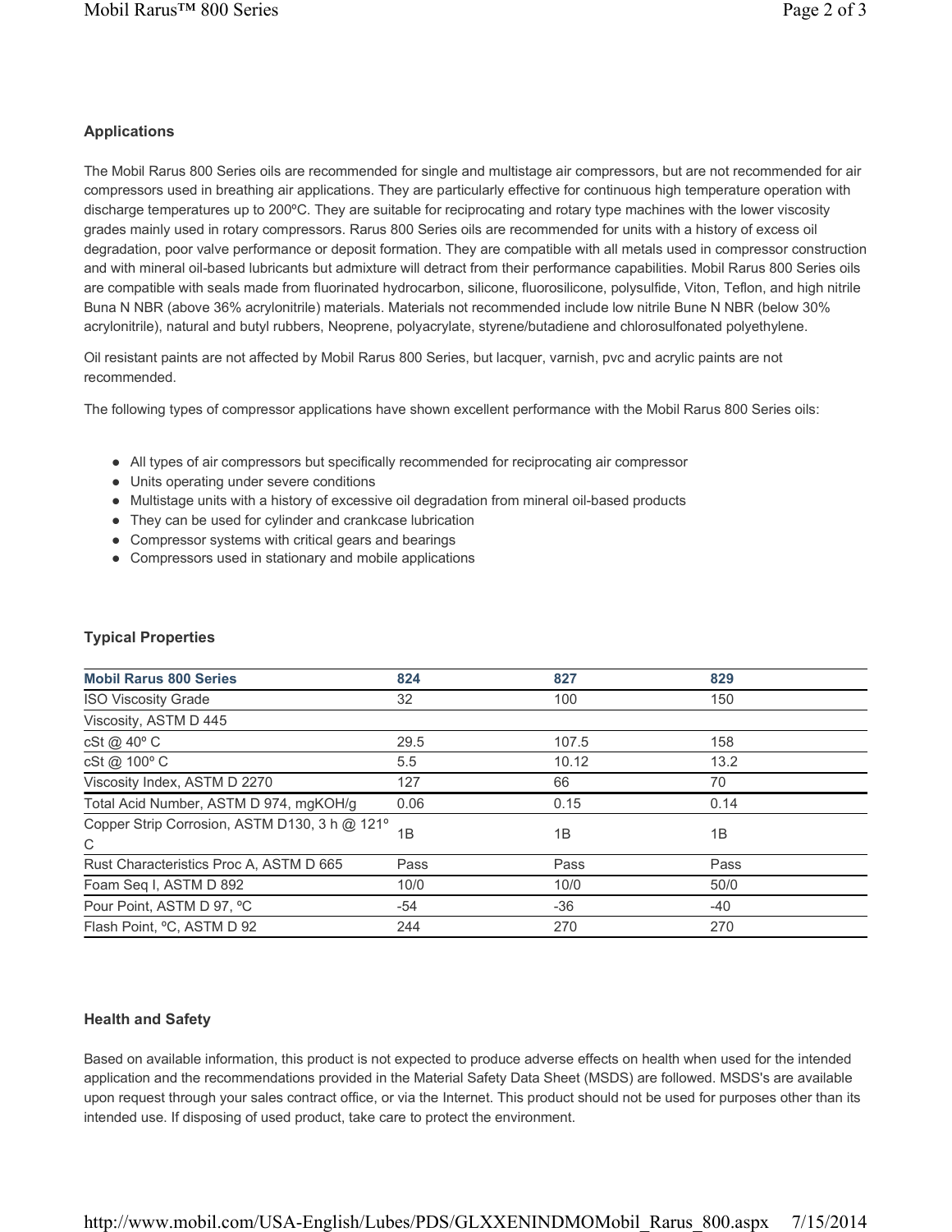### Applications

The Mobil Rarus 800 Series oils are recommended for single and multistage air compressors, but are not recommended for air compressors used in breathing air applications. They are particularly effective for continuous high temperature operation with discharge temperatures up to 200ºC. They are suitable for reciprocating and rotary type machines with the lower viscosity grades mainly used in rotary compressors. Rarus 800 Series oils are recommended for units with a history of excess oil degradation, poor valve performance or deposit formation. They are compatible with all metals used in compressor construction and with mineral oil-based lubricants but admixture will detract from their performance capabilities. Mobil Rarus 800 Series oils are compatible with seals made from fluorinated hydrocarbon, silicone, fluorosilicone, polysulfide, Viton, Teflon, and high nitrile Buna N NBR (above 36% acrylonitrile) materials. Materials not recommended include low nitrile Bune N NBR (below 30% acrylonitrile), natural and butyl rubbers, Neoprene, polyacrylate, styrene/butadiene and chlorosulfonated polyethylene.

Oil resistant paints are not affected by Mobil Rarus 800 Series, but lacquer, varnish, pvc and acrylic paints are not recommended.

The following types of compressor applications have shown excellent performance with the Mobil Rarus 800 Series oils:

- All types of air compressors but specifically recommended for reciprocating air compressor
- Units operating under severe conditions
- Multistage units with a history of excessive oil degradation from mineral oil-based products
- They can be used for cylinder and crankcase lubrication
- Compressor systems with critical gears and bearings
- Compressors used in stationary and mobile applications

### Typical Properties

| Mobil Rarus 800 Series | 824 | 827 | 829 |
|---|---|---|---|
| ISO Viscosity Grade | 32 | 100 | 150 |
| Viscosity, ASTM D 445 | | | |
| cSt @ 40º C | 29.5 | 107.5 | 158 |
| cSt @ 100º C | 5.5 | 10.12 | 13.2 |
| Viscosity Index, ASTM D 2270 | 127 | 66 | 70 |
| Total Acid Number, ASTM D 974, mgKOH/g | 0.06 | 0.15 | 0.14 |
| Copper Strip Corrosion, ASTM D130, 3 h @ 121º C | 1B | 1B | 1B |
| Rust Characteristics Proc A, ASTM D 665 | Pass | Pass | Pass |
| Foam Seq I, ASTM D 892 | 10/0 | 10/0 | 50/0 |
| Pour Point, ASTM D 97, ºC | -54 | -36 | -40 |
| Flash Point, ºC, ASTM D 92 | 244 | 270 | 270 |

### Health and Safety

Based on available information, this product is not expected to produce adverse effects on health when used for the intended application and the recommendations provided in the Material Safety Data Sheet (MSDS) are followed. MSDS's are available upon request through your sales contract office, or via the Internet. This product should not be used for purposes other than its intended use. If disposing of used product, take care to protect the environment.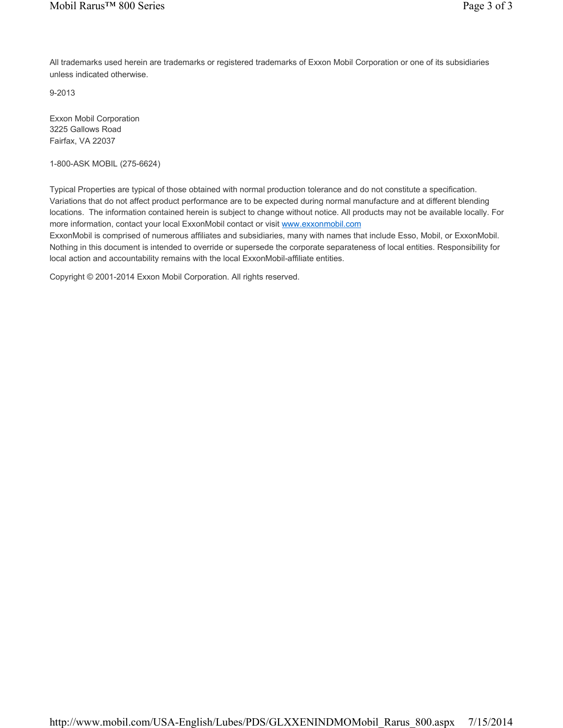All trademarks used herein are trademarks or registered trademarks of Exxon Mobil Corporation or one of its subsidiaries unless indicated otherwise.

9-2013

Exxon Mobil Corporation
3225 Gallows Road
Fairfax, VA 22037

1-800-ASK MOBIL (275-6624)

Typical Properties are typical of those obtained with normal production tolerance and do not constitute a specification. Variations that do not affect product performance are to be expected during normal manufacture and at different blending locations. The information contained herein is subject to change without notice. All products may not be available locally. For more information, contact your local ExxonMobil contact or visit www.exxonmobil.com
ExxonMobil is comprised of numerous affiliates and subsidiaries, many with names that include Esso, Mobil, or ExxonMobil. Nothing in this document is intended to override or supersede the corporate separateness of local entities. Responsibility for local action and accountability remains with the local ExxonMobil-affiliate entities.

Copyright © 2001-2014 Exxon Mobil Corporation. All rights reserved.